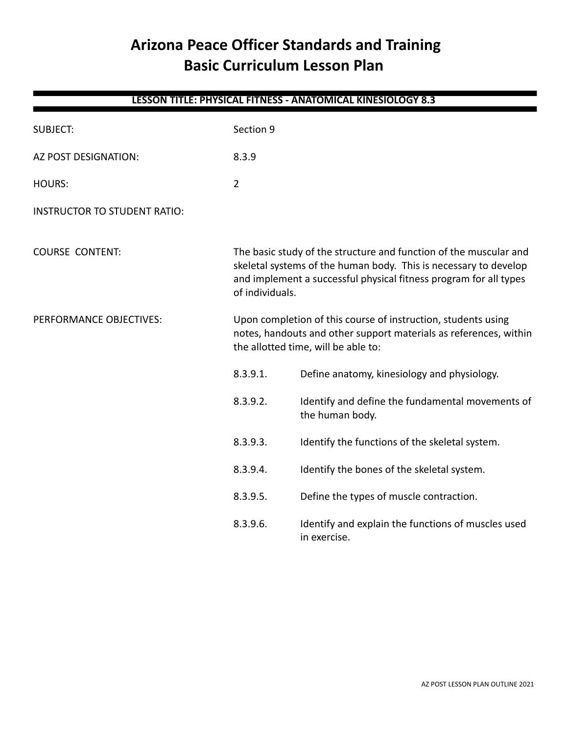# Arizona Peace Officer Standards and Training Basic Curriculum Lesson Plan

**LESSON TITLE: PHYSICAL FITNESS - ANATOMICAL KINESIOLOGY 8.3**

SUBJECT: Section 9

AZ POST DESIGNATION: 8.3.9

HOURS: 2

INSTRUCTOR TO STUDENT RATIO:

COURSE CONTENT: The basic study of the structure and function of the muscular and skeletal systems of the human body. This is necessary to develop and implement a successful physical fitness program for all types of individuals.

PERFORMANCE OBJECTIVES: Upon completion of this course of instruction, students using notes, handouts and other support materials as references, within the allotted time, will be able to:

8.3.9.1. Define anatomy, kinesiology and physiology.

8.3.9.2. Identify and define the fundamental movements of the human body.

8.3.9.3. Identify the functions of the skeletal system.

8.3.9.4. Identify the bones of the skeletal system.

8.3.9.5. Define the types of muscle contraction.

8.3.9.6. Identify and explain the functions of muscles used in exercise.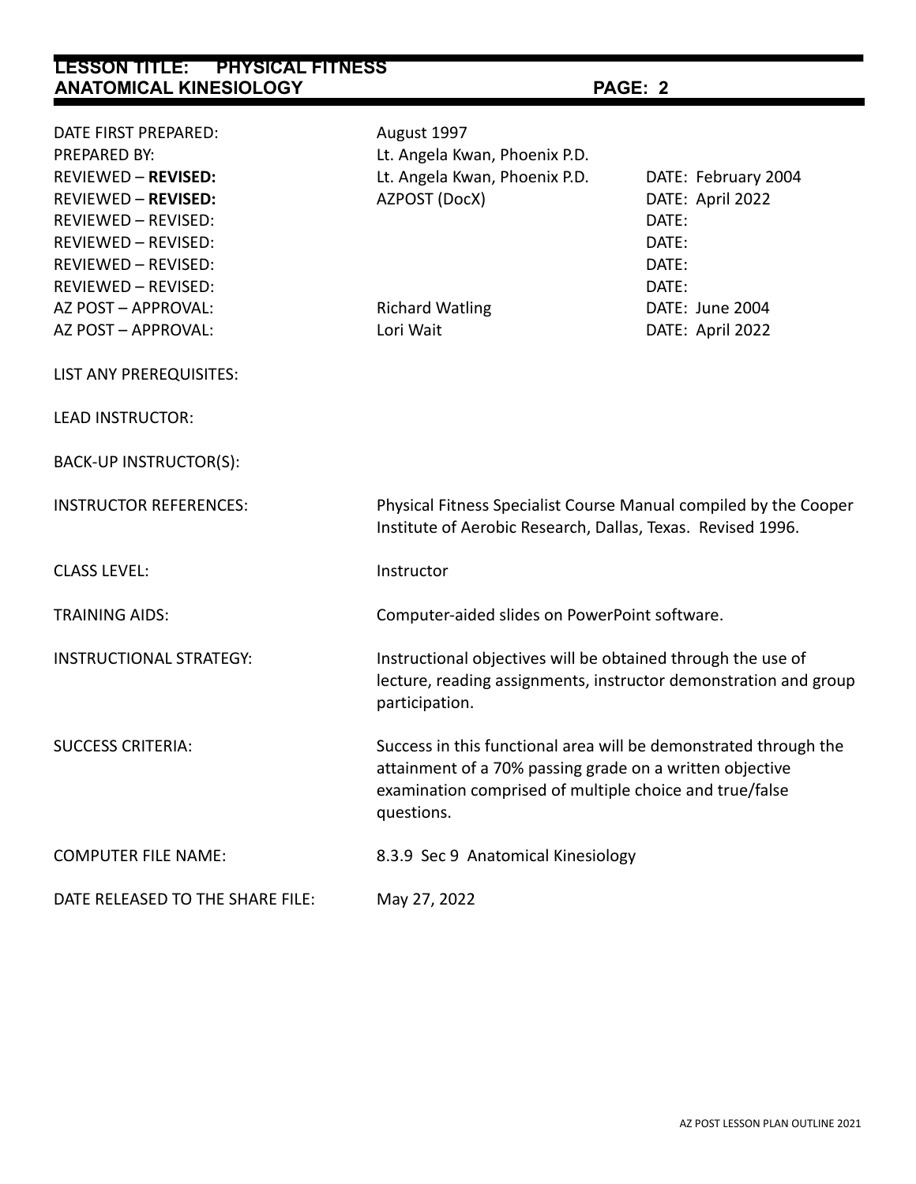| | | |
|---|---|---|
| DATE FIRST PREPARED: | August 1997 | |
| PREPARED BY: | Lt. Angela Kwan, Phoenix P.D. | |
| REVIEWED – **REVISED:** | Lt. Angela Kwan, Phoenix P.D. | DATE: February 2004 |
| REVIEWED – **REVISED:** | AZPOST (DocX) | DATE: April 2022 |
| REVIEWED – REVISED: | | DATE: |
| REVIEWED – REVISED: | | DATE: |
| REVIEWED – REVISED: | | DATE: |
| REVIEWED – REVISED: | | DATE: |
| AZ POST – APPROVAL: | Richard Watling | DATE: June 2004 |
| AZ POST – APPROVAL: | Lori Wait | DATE: April 2022 |

LIST ANY PREREQUISITES:

LEAD INSTRUCTOR:

BACK-UP INSTRUCTOR(S):

INSTRUCTOR REFERENCES: Physical Fitness Specialist Course Manual compiled by the Cooper Institute of Aerobic Research, Dallas, Texas. Revised 1996.

CLASS LEVEL: Instructor

TRAINING AIDS: Computer-aided slides on PowerPoint software.

INSTRUCTIONAL STRATEGY: Instructional objectives will be obtained through the use of lecture, reading assignments, instructor demonstration and group participation.

SUCCESS CRITERIA: Success in this functional area will be demonstrated through the attainment of a 70% passing grade on a written objective examination comprised of multiple choice and true/false questions.

COMPUTER FILE NAME: 8.3.9 Sec 9 Anatomical Kinesiology

DATE RELEASED TO THE SHARE FILE: May 27, 2022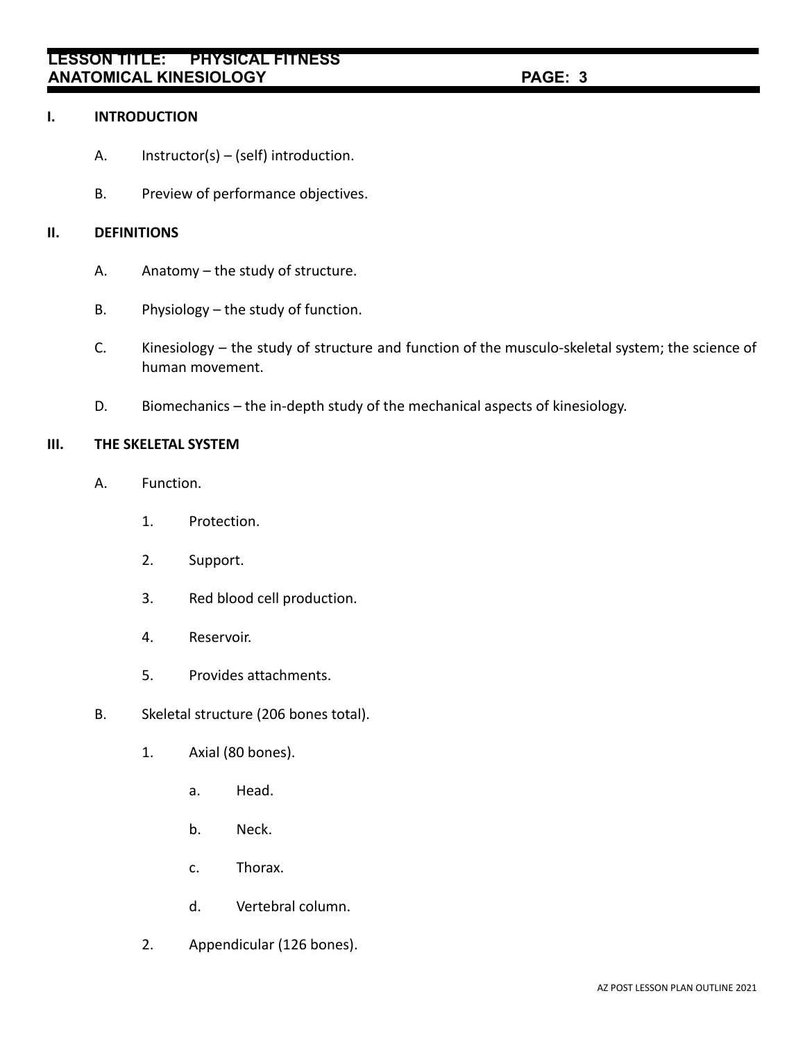## I. INTRODUCTION

A. Instructor(s) – (self) introduction.

B. Preview of performance objectives.

## II. DEFINITIONS

A. Anatomy – the study of structure.

B. Physiology – the study of function.

C. Kinesiology – the study of structure and function of the musculo-skeletal system; the science of human movement.

D. Biomechanics – the in-depth study of the mechanical aspects of kinesiology.

## III. THE SKELETAL SYSTEM

A. Function.

1. Protection.

2. Support.

3. Red blood cell production.

4. Reservoir.

5. Provides attachments.

B. Skeletal structure (206 bones total).

1. Axial (80 bones).

   a. Head.

   b. Neck.

   c. Thorax.

   d. Vertebral column.

2. Appendicular (126 bones).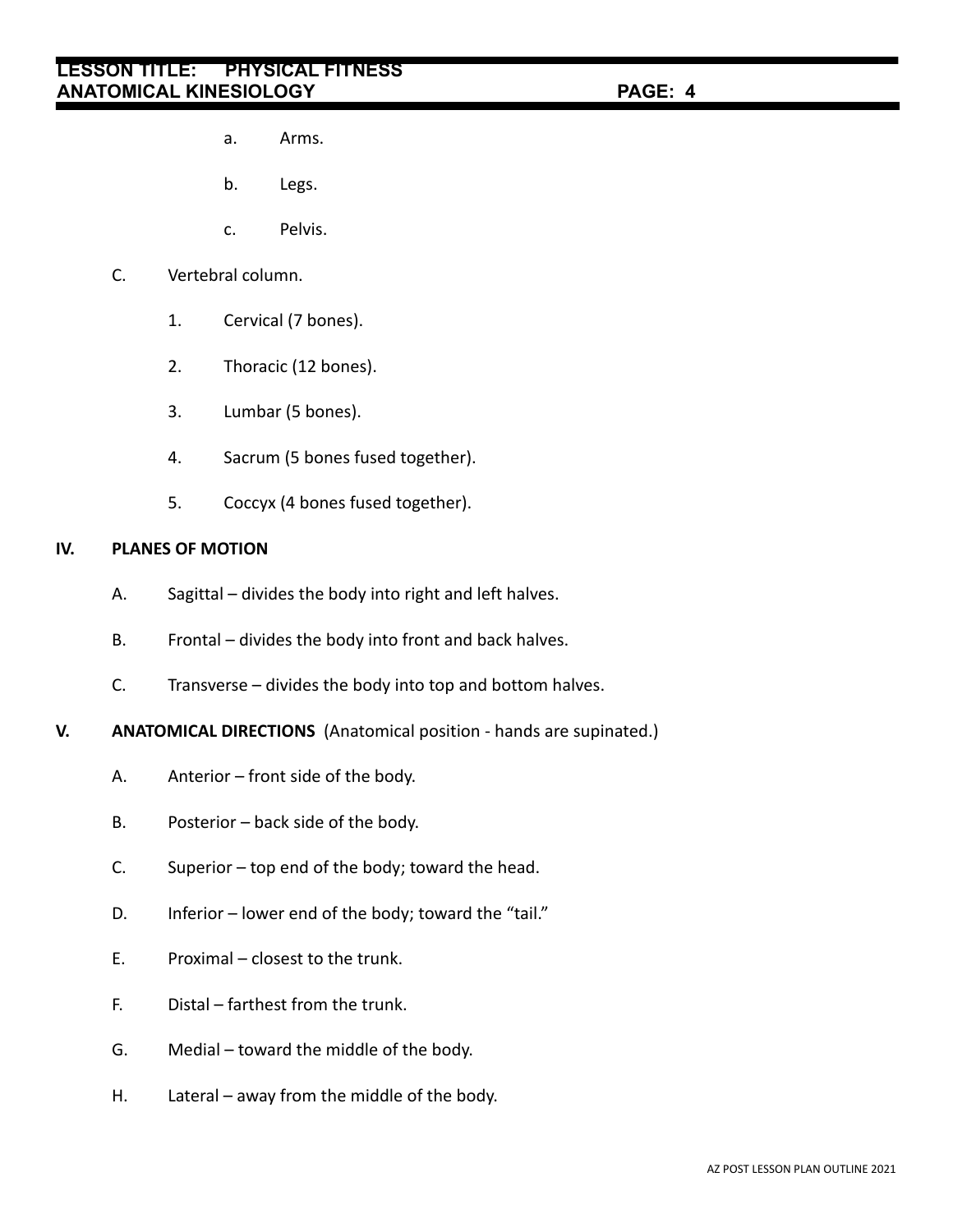a. Arms.

b. Legs.

c. Pelvis.

C. Vertebral column.

1. Cervical (7 bones).

2. Thoracic (12 bones).

3. Lumbar (5 bones).

4. Sacrum (5 bones fused together).

5. Coccyx (4 bones fused together).

**IV. PLANES OF MOTION**

A. Sagittal – divides the body into right and left halves.

B. Frontal – divides the body into front and back halves.

C. Transverse – divides the body into top and bottom halves.

**V. ANATOMICAL DIRECTIONS** (Anatomical position - hands are supinated.)

A. Anterior – front side of the body.

B. Posterior – back side of the body.

C. Superior – top end of the body; toward the head.

D. Inferior – lower end of the body; toward the "tail."

E. Proximal – closest to the trunk.

F. Distal – farthest from the trunk.

G. Medial – toward the middle of the body.

H. Lateral – away from the middle of the body.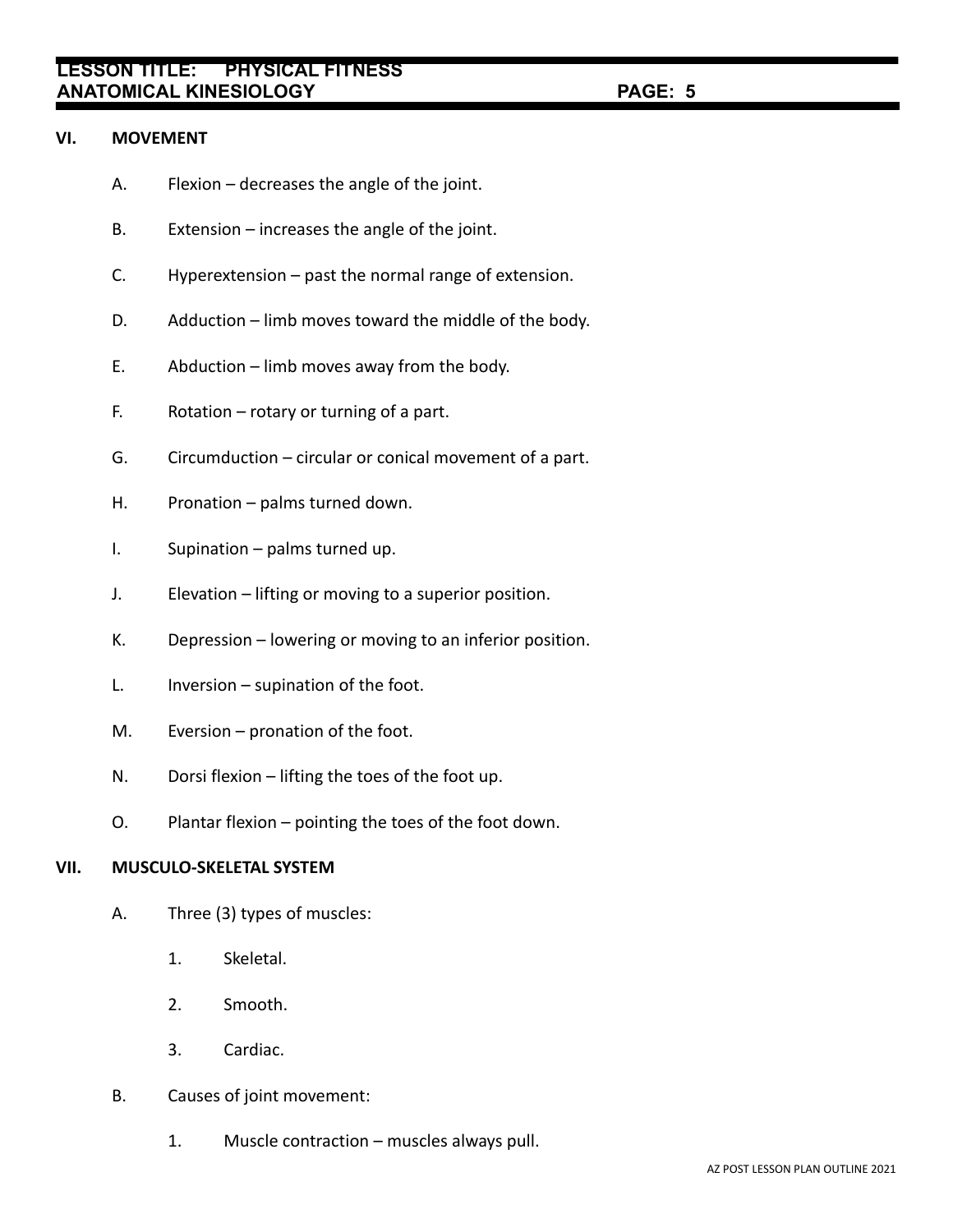## VI. MOVEMENT

A. Flexion – decreases the angle of the joint.

B. Extension – increases the angle of the joint.

C. Hyperextension – past the normal range of extension.

D. Adduction – limb moves toward the middle of the body.

E. Abduction – limb moves away from the body.

F. Rotation – rotary or turning of a part.

G. Circumduction – circular or conical movement of a part.

H. Pronation – palms turned down.

I. Supination – palms turned up.

J. Elevation – lifting or moving to a superior position.

K. Depression – lowering or moving to an inferior position.

L. Inversion – supination of the foot.

M. Eversion – pronation of the foot.

N. Dorsi flexion – lifting the toes of the foot up.

O. Plantar flexion – pointing the toes of the foot down.

## VII. MUSCULO-SKELETAL SYSTEM

A. Three (3) types of muscles:

1. Skeletal.
2. Smooth.
3. Cardiac.

B. Causes of joint movement:

1. Muscle contraction – muscles always pull.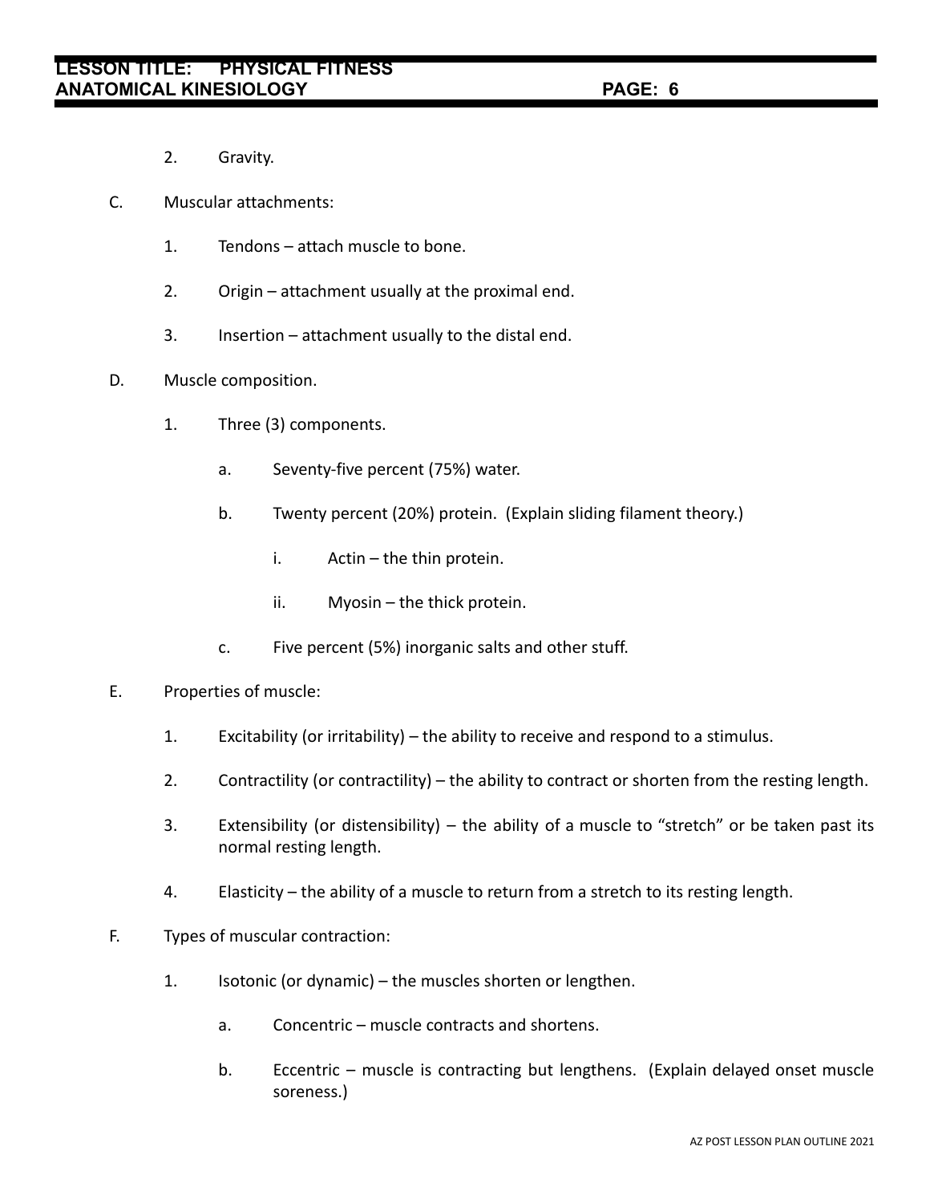2. Gravity.

C. Muscular attachments:

   1. Tendons – attach muscle to bone.

   2. Origin – attachment usually at the proximal end.

   3. Insertion – attachment usually to the distal end.

D. Muscle composition.

   1. Three (3) components.

      a. Seventy-five percent (75%) water.

      b. Twenty percent (20%) protein. (Explain sliding filament theory.)

         i. Actin – the thin protein.

         ii. Myosin – the thick protein.

      c. Five percent (5%) inorganic salts and other stuff.

E. Properties of muscle:

   1. Excitability (or irritability) – the ability to receive and respond to a stimulus.

   2. Contractility (or contractility) – the ability to contract or shorten from the resting length.

   3. Extensibility (or distensibility) – the ability of a muscle to "stretch" or be taken past its normal resting length.

   4. Elasticity – the ability of a muscle to return from a stretch to its resting length.

F. Types of muscular contraction:

   1. Isotonic (or dynamic) – the muscles shorten or lengthen.

      a. Concentric – muscle contracts and shortens.

      b. Eccentric – muscle is contracting but lengthens. (Explain delayed onset muscle soreness.)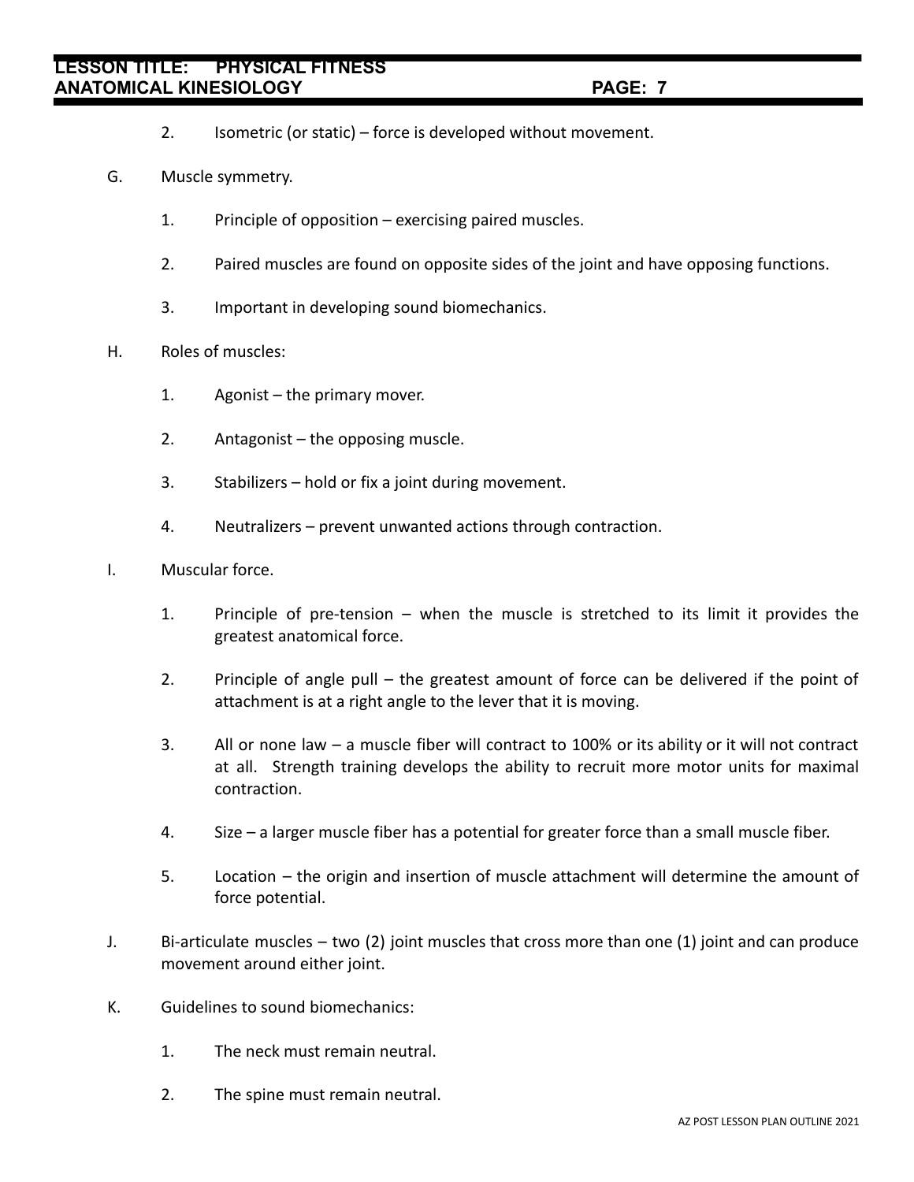2. Isometric (or static) – force is developed without movement.

G. Muscle symmetry.

1. Principle of opposition – exercising paired muscles.

2. Paired muscles are found on opposite sides of the joint and have opposing functions.

3. Important in developing sound biomechanics.

H. Roles of muscles:

1. Agonist – the primary mover.

2. Antagonist – the opposing muscle.

3. Stabilizers – hold or fix a joint during movement.

4. Neutralizers – prevent unwanted actions through contraction.

I. Muscular force.

1. Principle of pre-tension – when the muscle is stretched to its limit it provides the greatest anatomical force.

2. Principle of angle pull – the greatest amount of force can be delivered if the point of attachment is at a right angle to the lever that it is moving.

3. All or none law – a muscle fiber will contract to 100% or its ability or it will not contract at all. Strength training develops the ability to recruit more motor units for maximal contraction.

4. Size – a larger muscle fiber has a potential for greater force than a small muscle fiber.

5. Location – the origin and insertion of muscle attachment will determine the amount of force potential.

J. Bi-articulate muscles – two (2) joint muscles that cross more than one (1) joint and can produce movement around either joint.

K. Guidelines to sound biomechanics:

1. The neck must remain neutral.

2. The spine must remain neutral.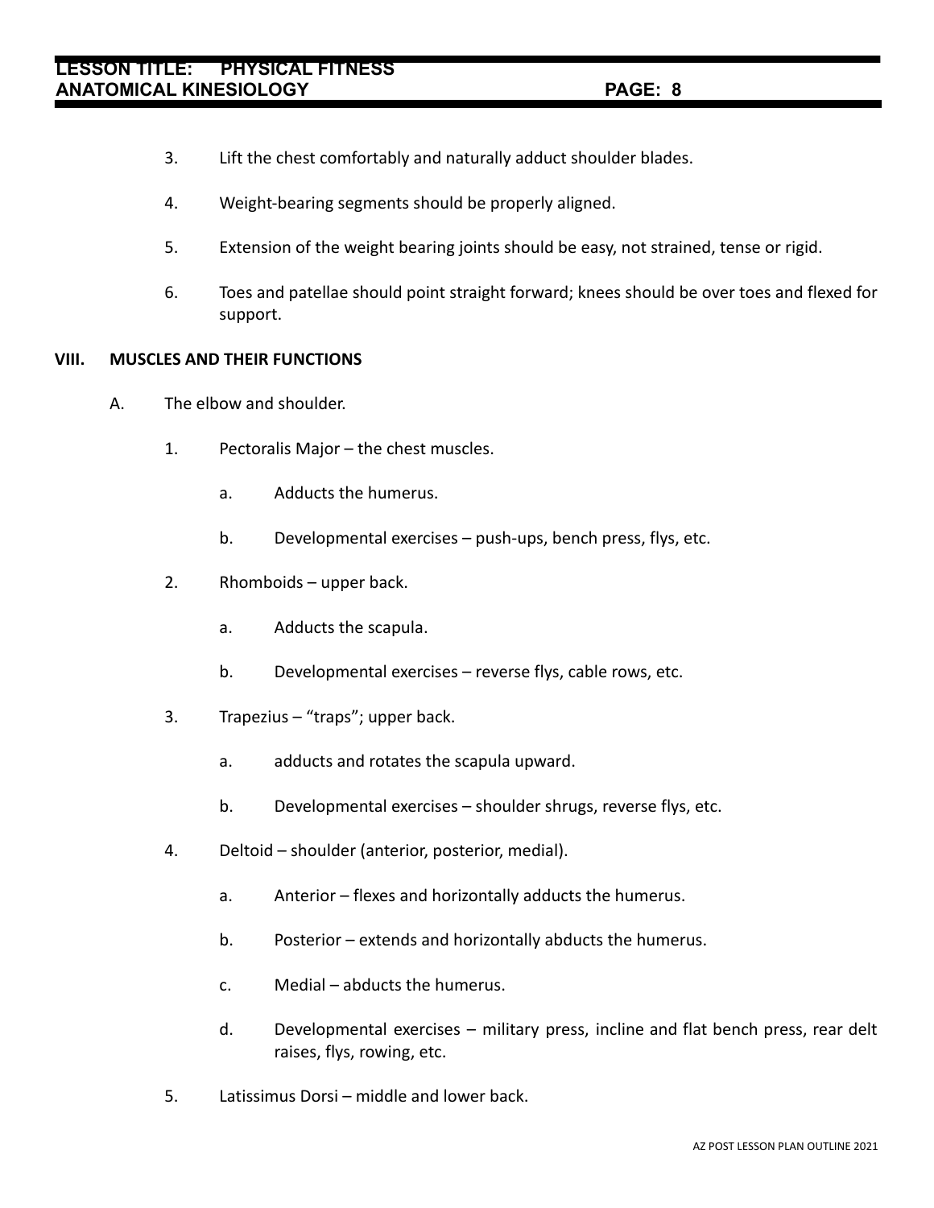3. Lift the chest comfortably and naturally adduct shoulder blades.

4. Weight-bearing segments should be properly aligned.

5. Extension of the weight bearing joints should be easy, not strained, tense or rigid.

6. Toes and patellae should point straight forward; knees should be over toes and flexed for support.

## VIII. MUSCLES AND THEIR FUNCTIONS

A. The elbow and shoulder.

1. Pectoralis Major – the chest muscles.

   a. Adducts the humerus.

   b. Developmental exercises – push-ups, bench press, flys, etc.

2. Rhomboids – upper back.

   a. Adducts the scapula.

   b. Developmental exercises – reverse flys, cable rows, etc.

3. Trapezius – "traps"; upper back.

   a. adducts and rotates the scapula upward.

   b. Developmental exercises – shoulder shrugs, reverse flys, etc.

4. Deltoid – shoulder (anterior, posterior, medial).

   a. Anterior – flexes and horizontally adducts the humerus.

   b. Posterior – extends and horizontally abducts the humerus.

   c. Medial – abducts the humerus.

   d. Developmental exercises – military press, incline and flat bench press, rear delt raises, flys, rowing, etc.

5. Latissimus Dorsi – middle and lower back.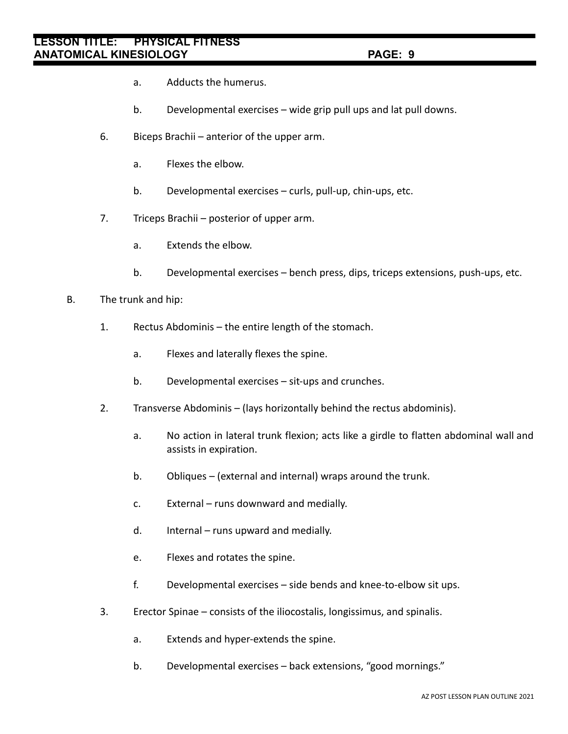a. Adducts the humerus.

b. Developmental exercises – wide grip pull ups and lat pull downs.

6. Biceps Brachii – anterior of the upper arm.

   a. Flexes the elbow.

   b. Developmental exercises – curls, pull-up, chin-ups, etc.

7. Triceps Brachii – posterior of upper arm.

   a. Extends the elbow.

   b. Developmental exercises – bench press, dips, triceps extensions, push-ups, etc.

B. The trunk and hip:

1. Rectus Abdominis – the entire length of the stomach.

   a. Flexes and laterally flexes the spine.

   b. Developmental exercises – sit-ups and crunches.

2. Transverse Abdominis – (lays horizontally behind the rectus abdominis).

   a. No action in lateral trunk flexion; acts like a girdle to flatten abdominal wall and assists in expiration.

   b. Obliques – (external and internal) wraps around the trunk.

   c. External – runs downward and medially.

   d. Internal – runs upward and medially.

   e. Flexes and rotates the spine.

   f. Developmental exercises – side bends and knee-to-elbow sit ups.

3. Erector Spinae – consists of the iliocostalis, longissimus, and spinalis.

   a. Extends and hyper-extends the spine.

   b. Developmental exercises – back extensions, "good mornings."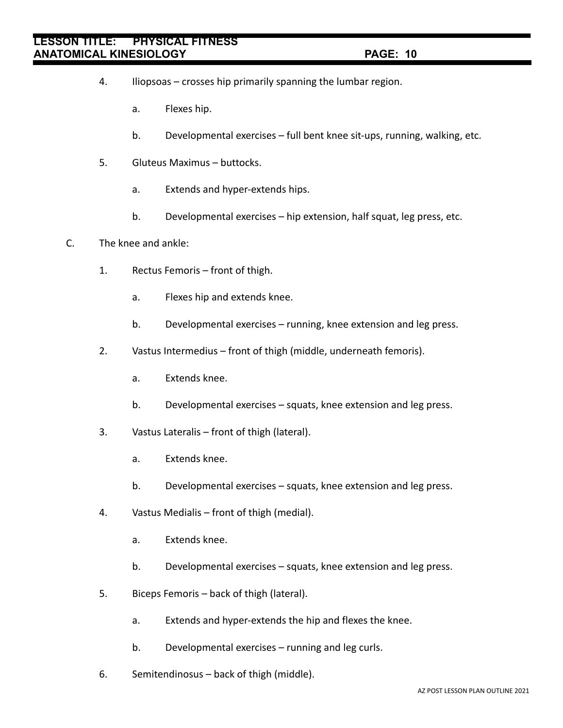4. Iliopsoas – crosses hip primarily spanning the lumbar region.

    a. Flexes hip.

    b. Developmental exercises – full bent knee sit-ups, running, walking, etc.

5. Gluteus Maximus – buttocks.

    a. Extends and hyper-extends hips.

    b. Developmental exercises – hip extension, half squat, leg press, etc.

C. The knee and ankle:

1. Rectus Femoris – front of thigh.

    a. Flexes hip and extends knee.

    b. Developmental exercises – running, knee extension and leg press.

2. Vastus Intermedius – front of thigh (middle, underneath femoris).

    a. Extends knee.

    b. Developmental exercises – squats, knee extension and leg press.

3. Vastus Lateralis – front of thigh (lateral).

    a. Extends knee.

    b. Developmental exercises – squats, knee extension and leg press.

4. Vastus Medialis – front of thigh (medial).

    a. Extends knee.

    b. Developmental exercises – squats, knee extension and leg press.

5. Biceps Femoris – back of thigh (lateral).

    a. Extends and hyper-extends the hip and flexes the knee.

    b. Developmental exercises – running and leg curls.

6. Semitendinosus – back of thigh (middle).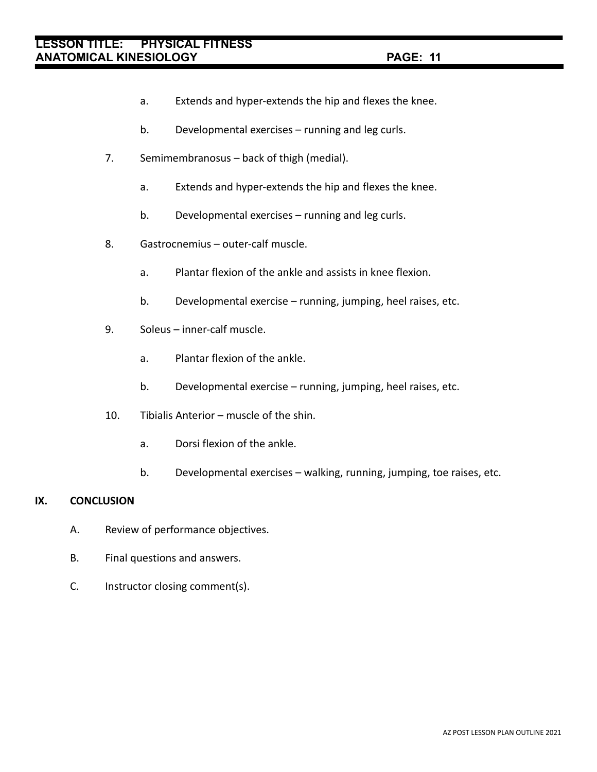a. Extends and hyper-extends the hip and flexes the knee.

b. Developmental exercises – running and leg curls.

7. Semimembranosus – back of thigh (medial).

   a. Extends and hyper-extends the hip and flexes the knee.

   b. Developmental exercises – running and leg curls.

8. Gastrocnemius – outer-calf muscle.

   a. Plantar flexion of the ankle and assists in knee flexion.

   b. Developmental exercise – running, jumping, heel raises, etc.

9. Soleus – inner-calf muscle.

   a. Plantar flexion of the ankle.

   b. Developmental exercise – running, jumping, heel raises, etc.

10. Tibialis Anterior – muscle of the shin.

    a. Dorsi flexion of the ankle.

    b. Developmental exercises – walking, running, jumping, toe raises, etc.

## IX. CONCLUSION

A. Review of performance objectives.

B. Final questions and answers.

C. Instructor closing comment(s).